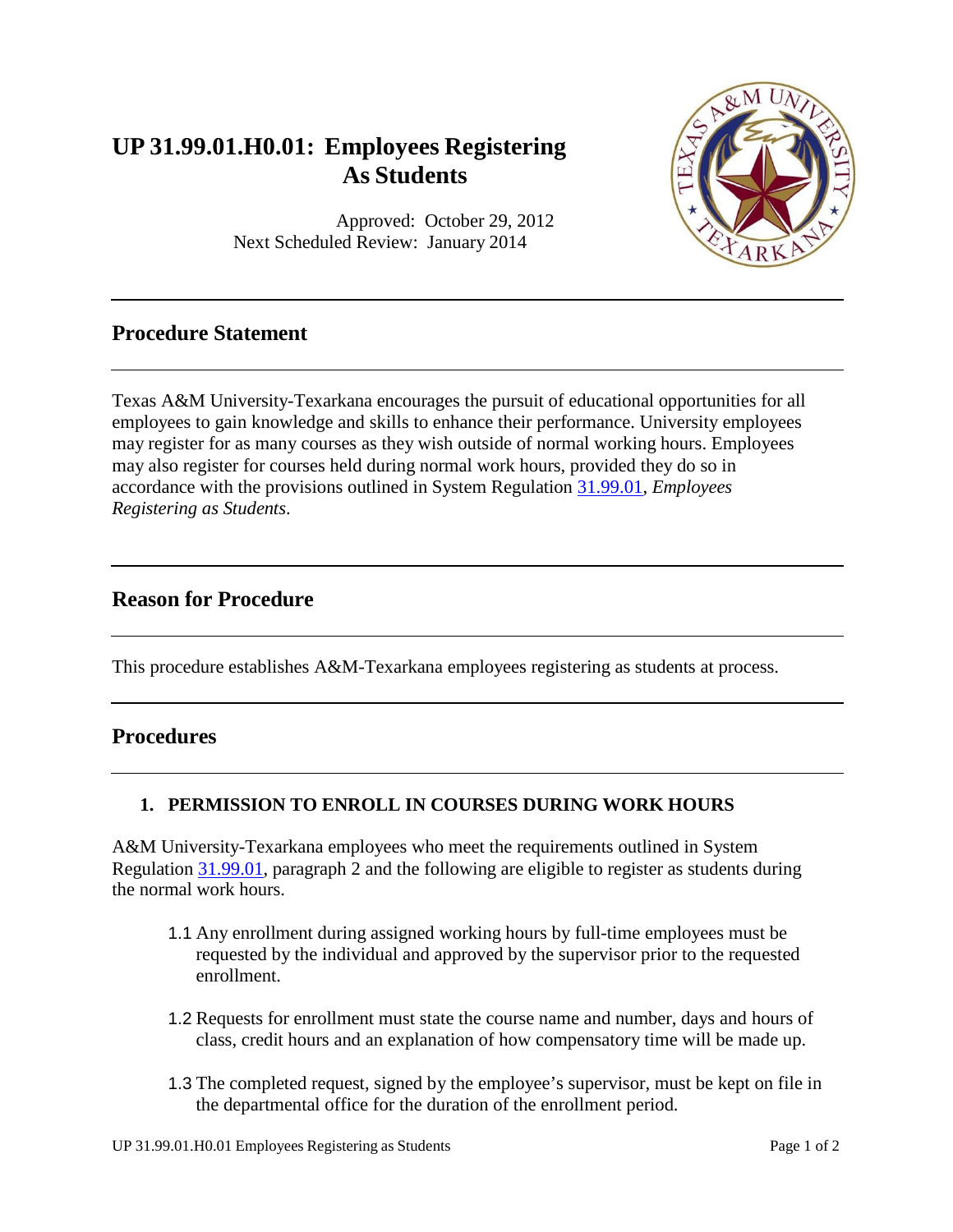# UP 31.99.01.H0.01: Employees Registering As Students

Approved: October 29, 2012
Next Scheduled Review: January 2014

## Procedure Statement

Texas A&M University-Texarkana encourages the pursuit of educational opportunities for all employees to gain knowledge and skills to enhance their performance. University employees may register for as many courses as they wish outside of normal working hours. Employees may also register for courses held during normal work hours, provided they do so in accordance with the provisions outlined in System Regulation 31.99.01, *Employees Registering as Students*.

## Reason for Procedure

This procedure establishes A&M-Texarkana employees registering as students at process.

## Procedures

### 1. PERMISSION TO ENROLL IN COURSES DURING WORK HOURS

A&M University-Texarkana employees who meet the requirements outlined in System Regulation 31.99.01, paragraph 2 and the following are eligible to register as students during the normal work hours.

1.1 Any enrollment during assigned working hours by full-time employees must be requested by the individual and approved by the supervisor prior to the requested enrollment.

1.2 Requests for enrollment must state the course name and number, days and hours of class, credit hours and an explanation of how compensatory time will be made up.

1.3 The completed request, signed by the employee's supervisor, must be kept on file in the departmental office for the duration of the enrollment period.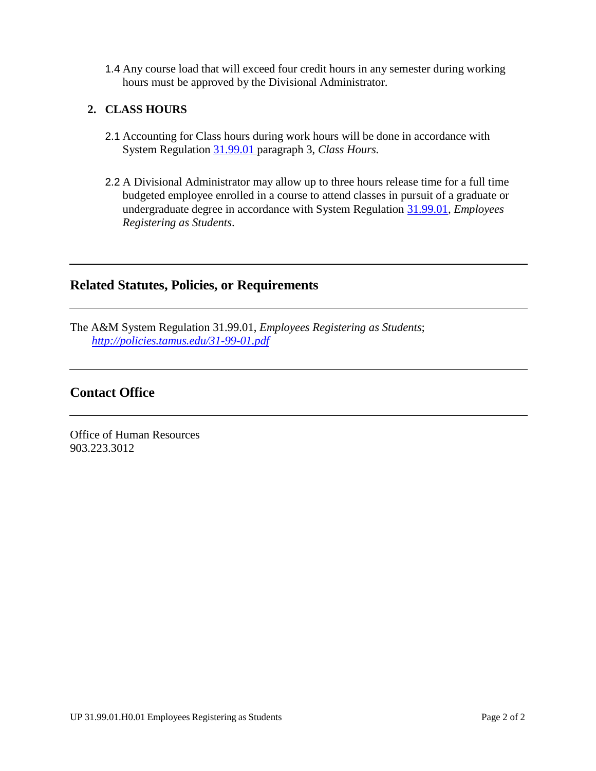1.4 Any course load that will exceed four credit hours in any semester during working hours must be approved by the Divisional Administrator.

## 2. CLASS HOURS

2.1 Accounting for Class hours during work hours will be done in accordance with System Regulation 31.99.01 paragraph 3, *Class Hours.*

2.2 A Divisional Administrator may allow up to three hours release time for a full time budgeted employee enrolled in a course to attend classes in pursuit of a graduate or undergraduate degree in accordance with System Regulation 31.99.01, *Employees Registering as Students*.

---

## Related Statutes, Policies, or Requirements

The A&M System Regulation 31.99.01, *Employees Registering as Students*; *http://policies.tamus.edu/31-99-01.pdf*

---

## Contact Office

Office of Human Resources
903.223.3012